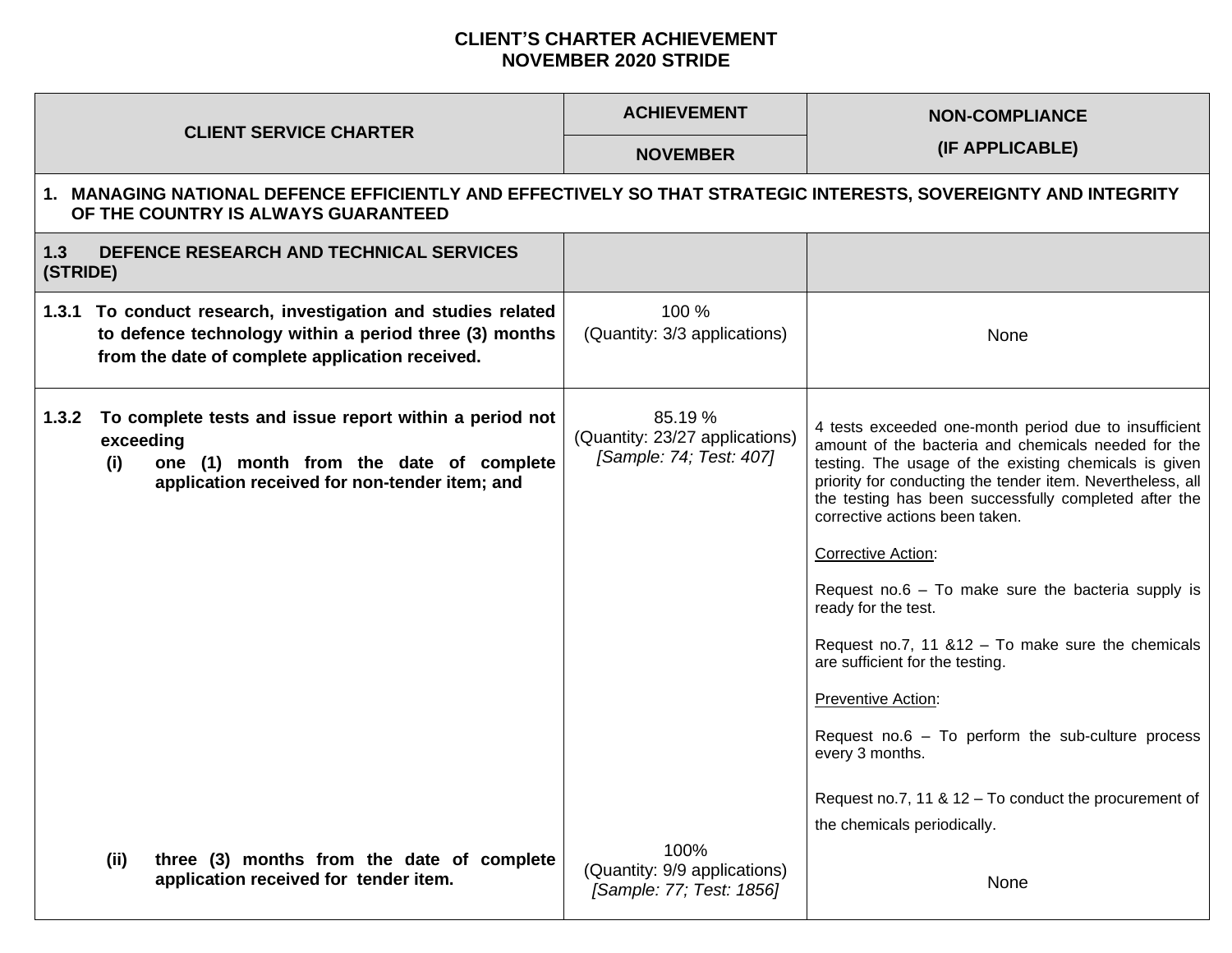# CLIENT'S CHARTER ACHIEVEMENT
# NOVEMBER 2020 STRIDE

| CLIENT SERVICE CHARTER | ACHIEVEMENT | NON-COMPLIANCE (IF APPLICABLE) |
|---|---|---|
| | NOVEMBER | |
| **1. MANAGING NATIONAL DEFENCE EFFICIENTLY AND EFFECTIVELY SO THAT STRATEGIC INTERESTS, SOVEREIGNTY AND INTEGRITY OF THE COUNTRY IS ALWAYS GUARANTEED** | | |
| **1.3 DEFENCE RESEARCH AND TECHNICAL SERVICES (STRIDE)** | | |
| **1.3.1 To conduct research, investigation and studies related to defence technology within a period three (3) months from the date of complete application received.** | 100 %<br>(Quantity: 3/3 applications) | None |
| **1.3.2 To complete tests and issue report within a period not exceeding**<br>**(i) one (1) month from the date of complete application received for non-tender item; and** | 85.19 %<br>(Quantity: 23/27 applications)<br>*[Sample: 74; Test: 407]* | 4 tests exceeded one-month period due to insufficient amount of the bacteria and chemicals needed for the testing. The usage of the existing chemicals is given priority for conducting the tender item. Nevertheless, all the testing has been successfully completed after the corrective actions been taken.<br><br>Corrective Action:<br><br>Request no.6 – To make sure the bacteria supply is ready for the test.<br><br>Request no.7, 11 &12 – To make sure the chemicals are sufficient for the testing.<br><br>Preventive Action:<br><br>Request no.6 – To perform the sub-culture process every 3 months.<br><br>Request no.7, 11 & 12 – To conduct the procurement of the chemicals periodically. |
| **(ii) three (3) months from the date of complete application received for tender item.** | 100%<br>(Quantity: 9/9 applications)<br>*[Sample: 77; Test: 1856]* | None |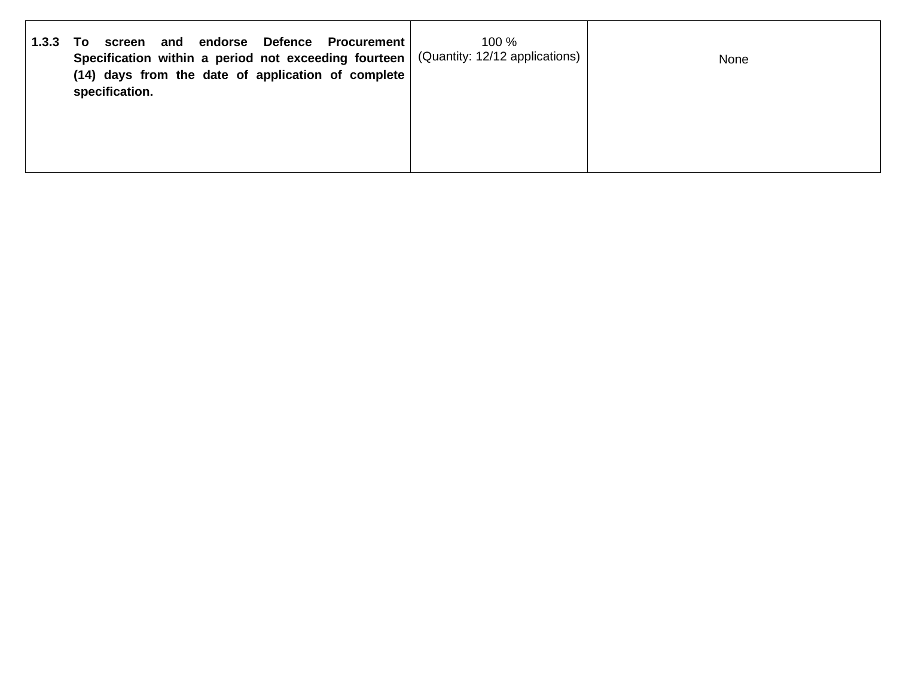| | | |
|---|---|---|
| **1.3.3 To screen and endorse Defence Procurement Specification within a period not exceeding fourteen (14) days from the date of application of complete specification.** | 100 % (Quantity: 12/12 applications) | None |